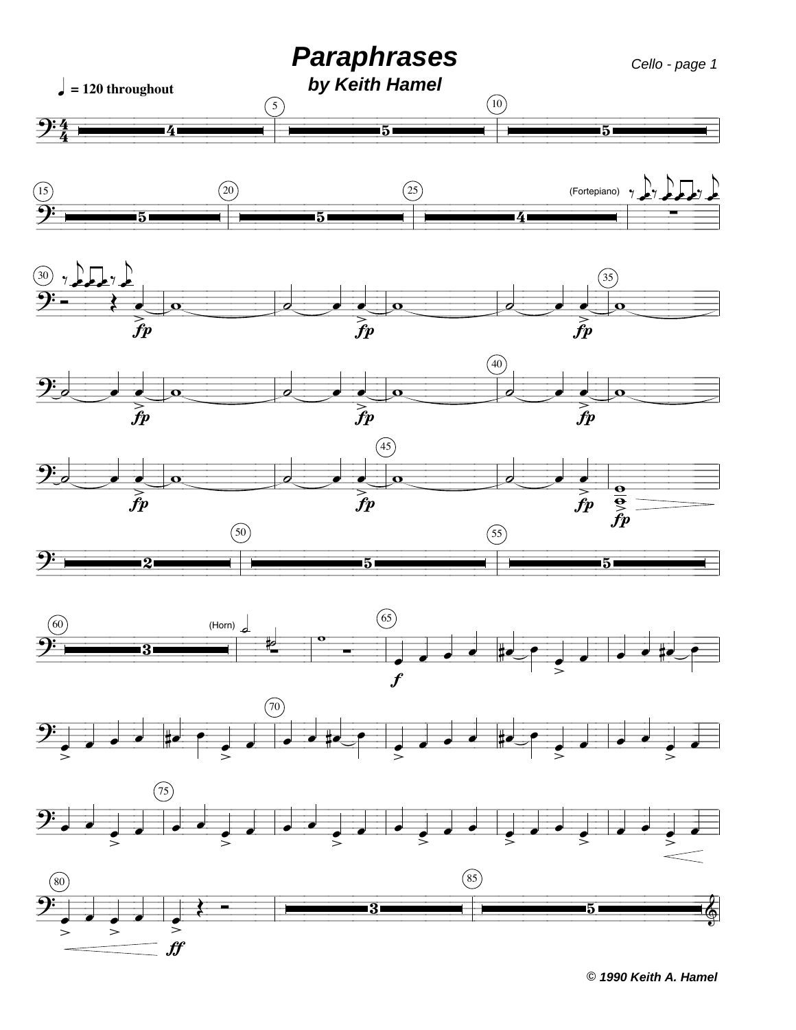# *Paraphrases*

### *by Keith Hamel*

♩ = 120 throughout

© 1990 Keith A. Hamel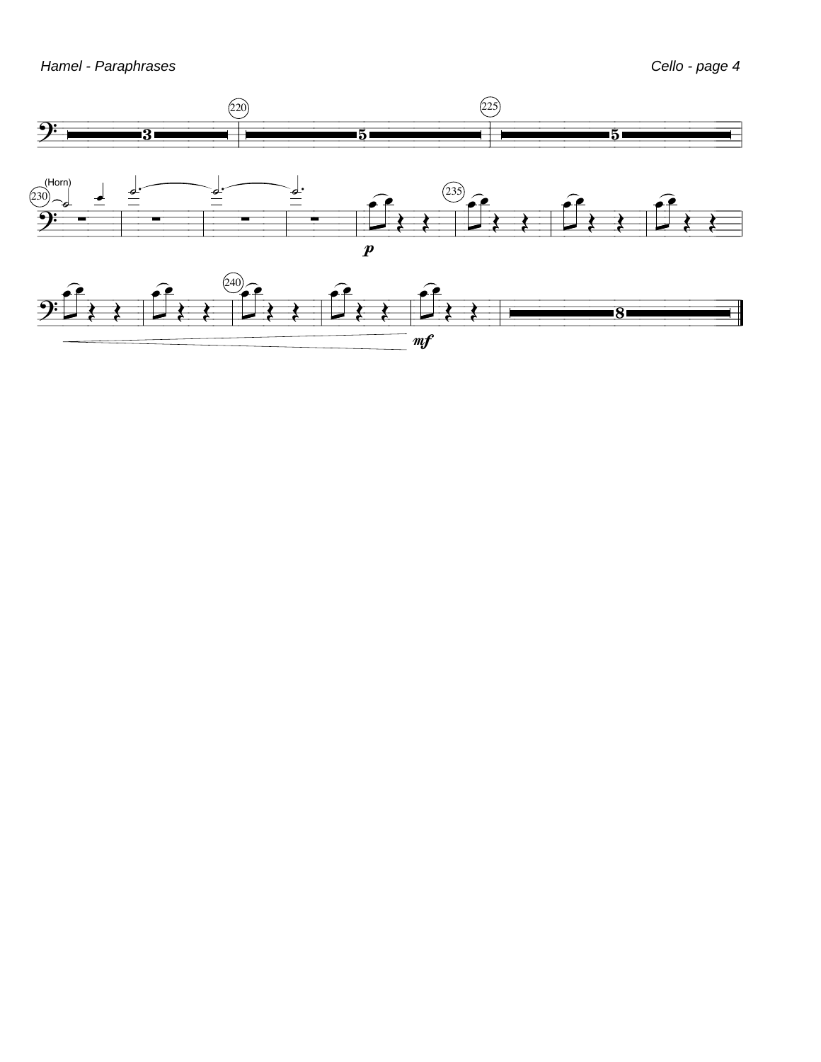220 225

3 5 5

(Horn)

230 235

*p*

240

*mf*

8